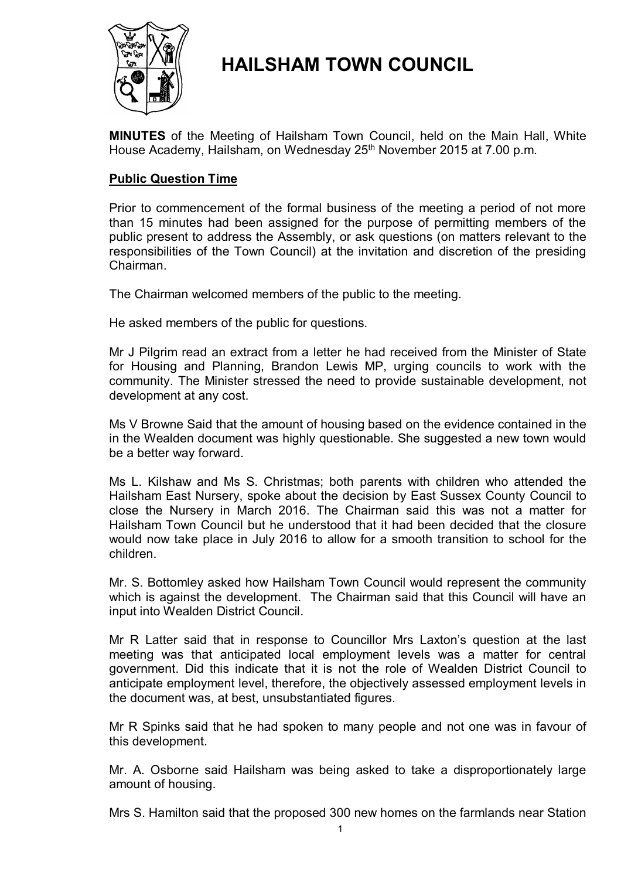# HAILSHAM TOWN COUNCIL

**MINUTES** of the Meeting of Hailsham Town Council, held on the Main Hall, White House Academy, Hailsham, on Wednesday 25th November 2015 at 7.00 p.m.

**Public Question Time**

Prior to commencement of the formal business of the meeting a period of not more than 15 minutes had been assigned for the purpose of permitting members of the public present to address the Assembly, or ask questions (on matters relevant to the responsibilities of the Town Council) at the invitation and discretion of the presiding Chairman.

The Chairman welcomed members of the public to the meeting.

He asked members of the public for questions.

Mr J Pilgrim read an extract from a letter he had received from the Minister of State for Housing and Planning, Brandon Lewis MP, urging councils to work with the community. The Minister stressed the need to provide sustainable development, not development at any cost.

Ms V Browne Said that the amount of housing based on the evidence contained in the in the Wealden document was highly questionable. She suggested a new town would be a better way forward.

Ms L. Kilshaw and Ms S. Christmas; both parents with children who attended the Hailsham East Nursery, spoke about the decision by East Sussex County Council to close the Nursery in March 2016. The Chairman said this was not a matter for Hailsham Town Council but he understood that it had been decided that the closure would now take place in July 2016 to allow for a smooth transition to school for the children.

Mr. S. Bottomley asked how Hailsham Town Council would represent the community which is against the development. The Chairman said that this Council will have an input into Wealden District Council.

Mr R Latter said that in response to Councillor Mrs Laxton's question at the last meeting was that anticipated local employment levels was a matter for central government. Did this indicate that it is not the role of Wealden District Council to anticipate employment level, therefore, the objectively assessed employment levels in the document was, at best, unsubstantiated figures.

Mr R Spinks said that he had spoken to many people and not one was in favour of this development.

Mr. A. Osborne said Hailsham was being asked to take a disproportionately large amount of housing.

Mrs S. Hamilton said that the proposed 300 new homes on the farmlands near Station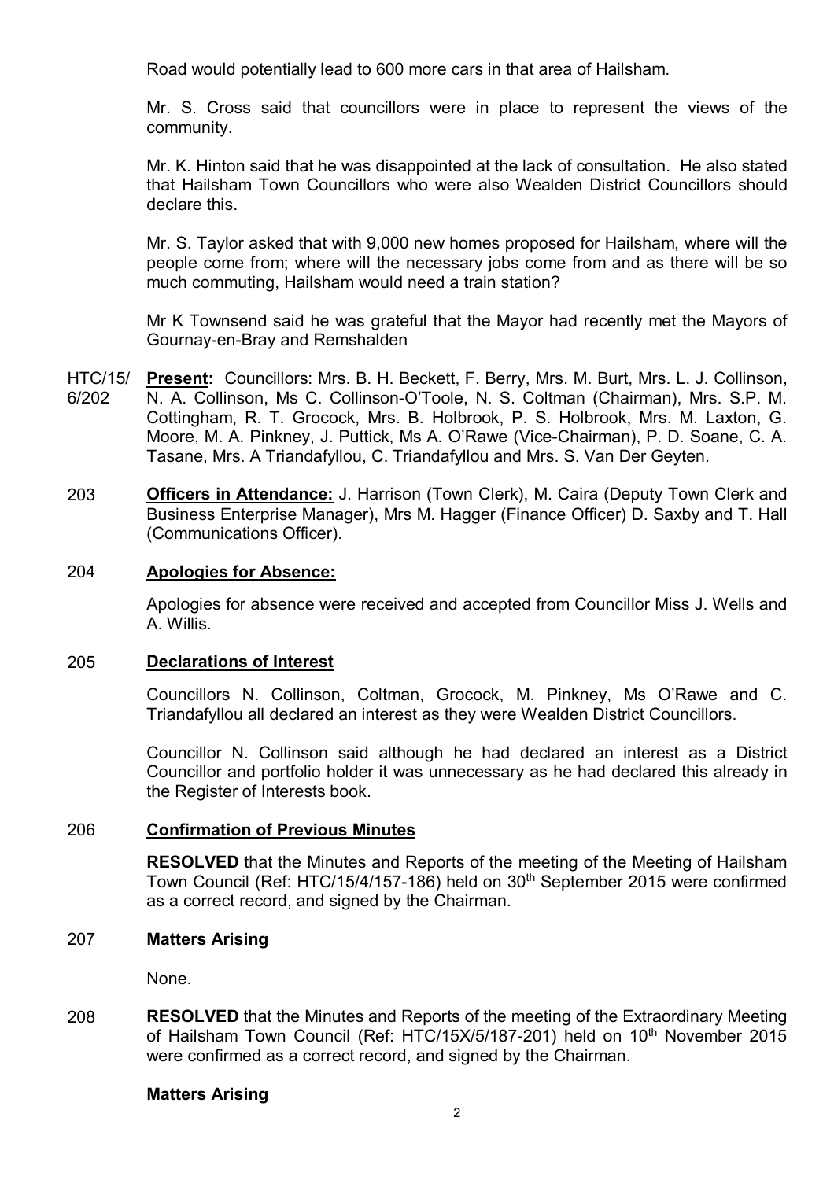Road would potentially lead to 600 more cars in that area of Hailsham.

Mr. S. Cross said that councillors were in place to represent the views of the community.

Mr. K. Hinton said that he was disappointed at the lack of consultation. He also stated that Hailsham Town Councillors who were also Wealden District Councillors should declare this.

Mr. S. Taylor asked that with 9,000 new homes proposed for Hailsham, where will the people come from; where will the necessary jobs come from and as there will be so much commuting, Hailsham would need a train station?

Mr K Townsend said he was grateful that the Mayor had recently met the Mayors of Gournay-en-Bray and Remshalden

HTC/15/6/202 **Present:** Councillors: Mrs. B. H. Beckett, F. Berry, Mrs. M. Burt, Mrs. L. J. Collinson, N. A. Collinson, Ms C. Collinson-O'Toole, N. S. Coltman (Chairman), Mrs. S.P. M. Cottingham, R. T. Grocock, Mrs. B. Holbrook, P. S. Holbrook, Mrs. M. Laxton, G. Moore, M. A. Pinkney, J. Puttick, Ms A. O'Rawe (Vice-Chairman), P. D. Soane, C. A. Tasane, Mrs. A Triandafyllou, C. Triandafyllou and Mrs. S. Van Der Geyten.

203 **Officers in Attendance:** J. Harrison (Town Clerk), M. Caira (Deputy Town Clerk and Business Enterprise Manager), Mrs M. Hagger (Finance Officer) D. Saxby and T. Hall (Communications Officer).

## 204 Apologies for Absence:

Apologies for absence were received and accepted from Councillor Miss J. Wells and A. Willis.

## 205 Declarations of Interest

Councillors N. Collinson, Coltman, Grocock, M. Pinkney, Ms O'Rawe and C. Triandafyllou all declared an interest as they were Wealden District Councillors.

Councillor N. Collinson said although he had declared an interest as a District Councillor and portfolio holder it was unnecessary as he had declared this already in the Register of Interests book.

## 206 Confirmation of Previous Minutes

**RESOLVED** that the Minutes and Reports of the meeting of the Meeting of Hailsham Town Council (Ref: HTC/15/4/157-186) held on 30th September 2015 were confirmed as a correct record, and signed by the Chairman.

## 207 Matters Arising

None.

208 **RESOLVED** that the Minutes and Reports of the meeting of the Extraordinary Meeting of Hailsham Town Council (Ref: HTC/15X/5/187-201) held on 10th November 2015 were confirmed as a correct record, and signed by the Chairman.

## Matters Arising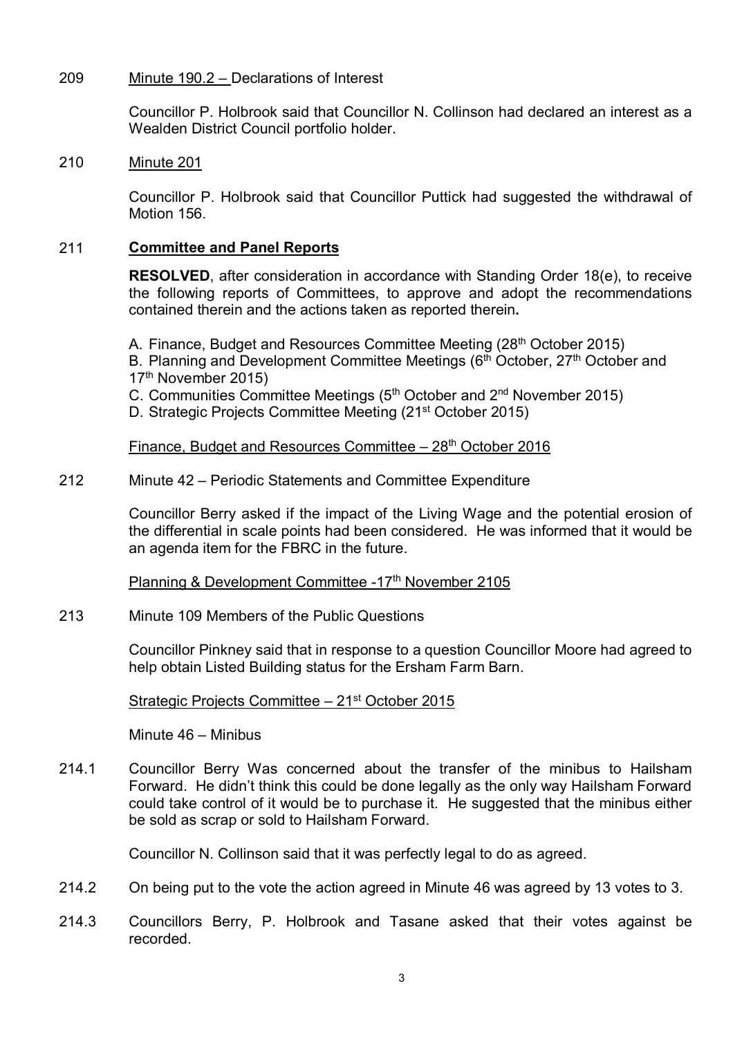209 Minute 190.2 – Declarations of Interest

Councillor P. Holbrook said that Councillor N. Collinson had declared an interest as a Wealden District Council portfolio holder.

210 Minute 201

Councillor P. Holbrook said that Councillor Puttick had suggested the withdrawal of Motion 156.

211 **Committee and Panel Reports**

**RESOLVED**, after consideration in accordance with Standing Order 18(e), to receive the following reports of Committees, to approve and adopt the recommendations contained therein and the actions taken as reported therein**.**

A. Finance, Budget and Resources Committee Meeting (28th October 2015)
B. Planning and Development Committee Meetings (6th October, 27th October and 17th November 2015)
C. Communities Committee Meetings (5th October and 2nd November 2015)
D. Strategic Projects Committee Meeting (21st October 2015)

Finance, Budget and Resources Committee – 28th October 2016

212 Minute 42 – Periodic Statements and Committee Expenditure

Councillor Berry asked if the impact of the Living Wage and the potential erosion of the differential in scale points had been considered. He was informed that it would be an agenda item for the FBRC in the future.

Planning & Development Committee -17th November 2105

213 Minute 109 Members of the Public Questions

Councillor Pinkney said that in response to a question Councillor Moore had agreed to help obtain Listed Building status for the Ersham Farm Barn.

Strategic Projects Committee – 21st October 2015

Minute 46 – Minibus

214.1 Councillor Berry Was concerned about the transfer of the minibus to Hailsham Forward. He didn't think this could be done legally as the only way Hailsham Forward could take control of it would be to purchase it. He suggested that the minibus either be sold as scrap or sold to Hailsham Forward.

Councillor N. Collinson said that it was perfectly legal to do as agreed.

214.2 On being put to the vote the action agreed in Minute 46 was agreed by 13 votes to 3.

214.3 Councillors Berry, P. Holbrook and Tasane asked that their votes against be recorded.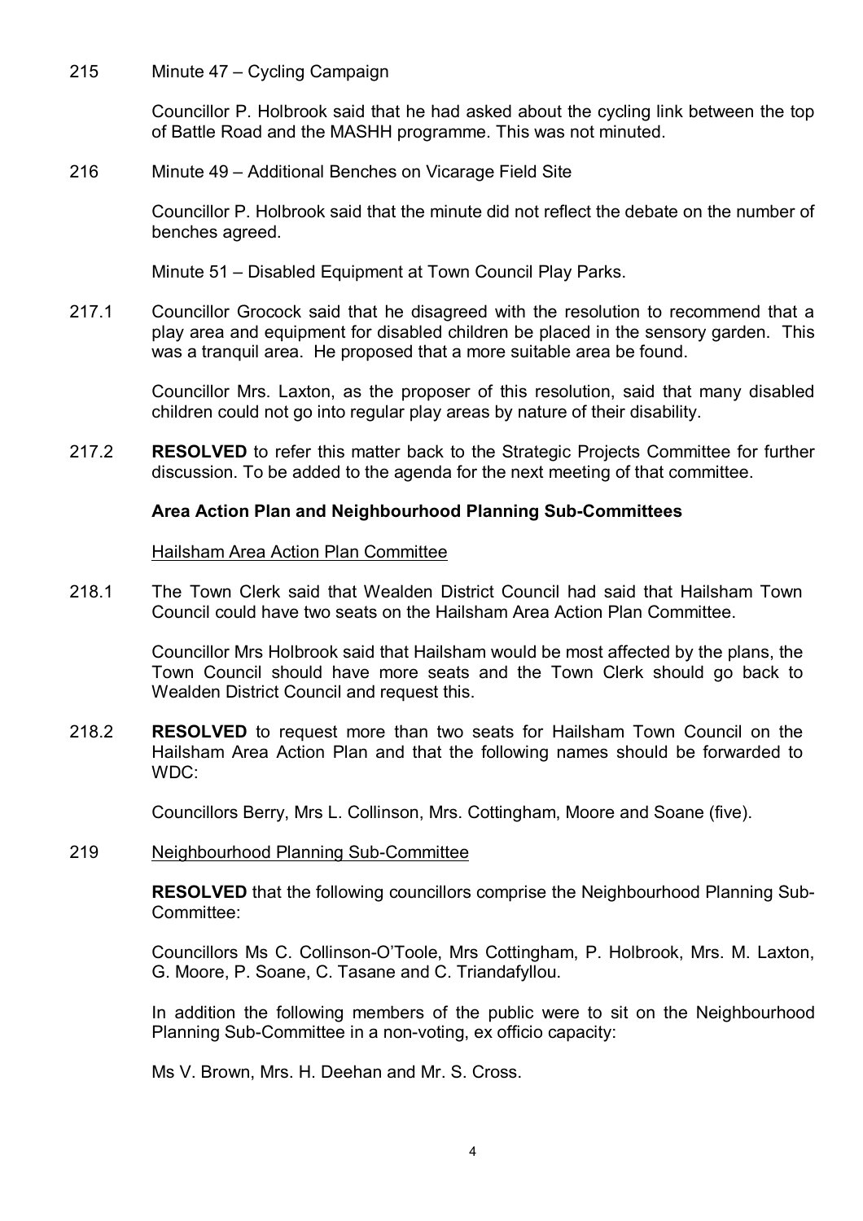215 Minute 47 – Cycling Campaign

Councillor P. Holbrook said that he had asked about the cycling link between the top of Battle Road and the MASHH programme. This was not minuted.

216 Minute 49 – Additional Benches on Vicarage Field Site

Councillor P. Holbrook said that the minute did not reflect the debate on the number of benches agreed.

Minute 51 – Disabled Equipment at Town Council Play Parks.

217.1 Councillor Grocock said that he disagreed with the resolution to recommend that a play area and equipment for disabled children be placed in the sensory garden. This was a tranquil area. He proposed that a more suitable area be found.

Councillor Mrs. Laxton, as the proposer of this resolution, said that many disabled children could not go into regular play areas by nature of their disability.

217.2 **RESOLVED** to refer this matter back to the Strategic Projects Committee for further discussion. To be added to the agenda for the next meeting of that committee.

**Area Action Plan and Neighbourhood Planning Sub-Committees**

Hailsham Area Action Plan Committee

218.1 The Town Clerk said that Wealden District Council had said that Hailsham Town Council could have two seats on the Hailsham Area Action Plan Committee.

Councillor Mrs Holbrook said that Hailsham would be most affected by the plans, the Town Council should have more seats and the Town Clerk should go back to Wealden District Council and request this.

218.2 **RESOLVED** to request more than two seats for Hailsham Town Council on the Hailsham Area Action Plan and that the following names should be forwarded to WDC:

Councillors Berry, Mrs L. Collinson, Mrs. Cottingham, Moore and Soane (five).

219 Neighbourhood Planning Sub-Committee

**RESOLVED** that the following councillors comprise the Neighbourhood Planning Sub-Committee:

Councillors Ms C. Collinson-O'Toole, Mrs Cottingham, P. Holbrook, Mrs. M. Laxton, G. Moore, P. Soane, C. Tasane and C. Triandafyllou.

In addition the following members of the public were to sit on the Neighbourhood Planning Sub-Committee in a non-voting, ex officio capacity:

Ms V. Brown, Mrs. H. Deehan and Mr. S. Cross.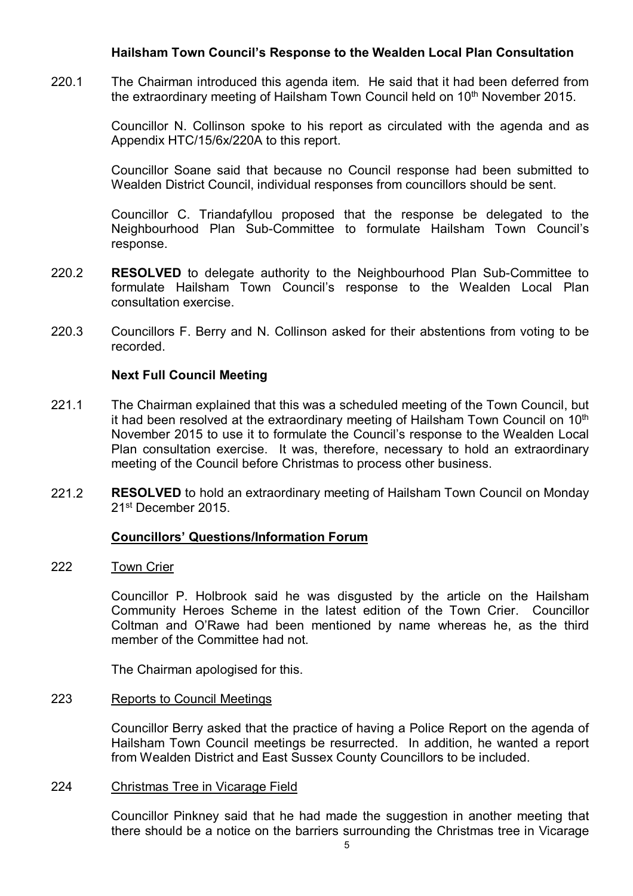**Hailsham Town Council's Response to the Wealden Local Plan Consultation**

220.1 The Chairman introduced this agenda item. He said that it had been deferred from the extraordinary meeting of Hailsham Town Council held on 10th November 2015.

Councillor N. Collinson spoke to his report as circulated with the agenda and as Appendix HTC/15/6x/220A to this report.

Councillor Soane said that because no Council response had been submitted to Wealden District Council, individual responses from councillors should be sent.

Councillor C. Triandafyllou proposed that the response be delegated to the Neighbourhood Plan Sub-Committee to formulate Hailsham Town Council's response.

220.2 **RESOLVED** to delegate authority to the Neighbourhood Plan Sub-Committee to formulate Hailsham Town Council's response to the Wealden Local Plan consultation exercise.

220.3 Councillors F. Berry and N. Collinson asked for their abstentions from voting to be recorded.

**Next Full Council Meeting**

221.1 The Chairman explained that this was a scheduled meeting of the Town Council, but it had been resolved at the extraordinary meeting of Hailsham Town Council on 10th November 2015 to use it to formulate the Council's response to the Wealden Local Plan consultation exercise. It was, therefore, necessary to hold an extraordinary meeting of the Council before Christmas to process other business.

221.2 **RESOLVED** to hold an extraordinary meeting of Hailsham Town Council on Monday 21st December 2015.

**Councillors' Questions/Information Forum**

222 Town Crier

Councillor P. Holbrook said he was disgusted by the article on the Hailsham Community Heroes Scheme in the latest edition of the Town Crier. Councillor Coltman and O'Rawe had been mentioned by name whereas he, as the third member of the Committee had not.

The Chairman apologised for this.

223 Reports to Council Meetings

Councillor Berry asked that the practice of having a Police Report on the agenda of Hailsham Town Council meetings be resurrected. In addition, he wanted a report from Wealden District and East Sussex County Councillors to be included.

224 Christmas Tree in Vicarage Field

Councillor Pinkney said that he had made the suggestion in another meeting that there should be a notice on the barriers surrounding the Christmas tree in Vicarage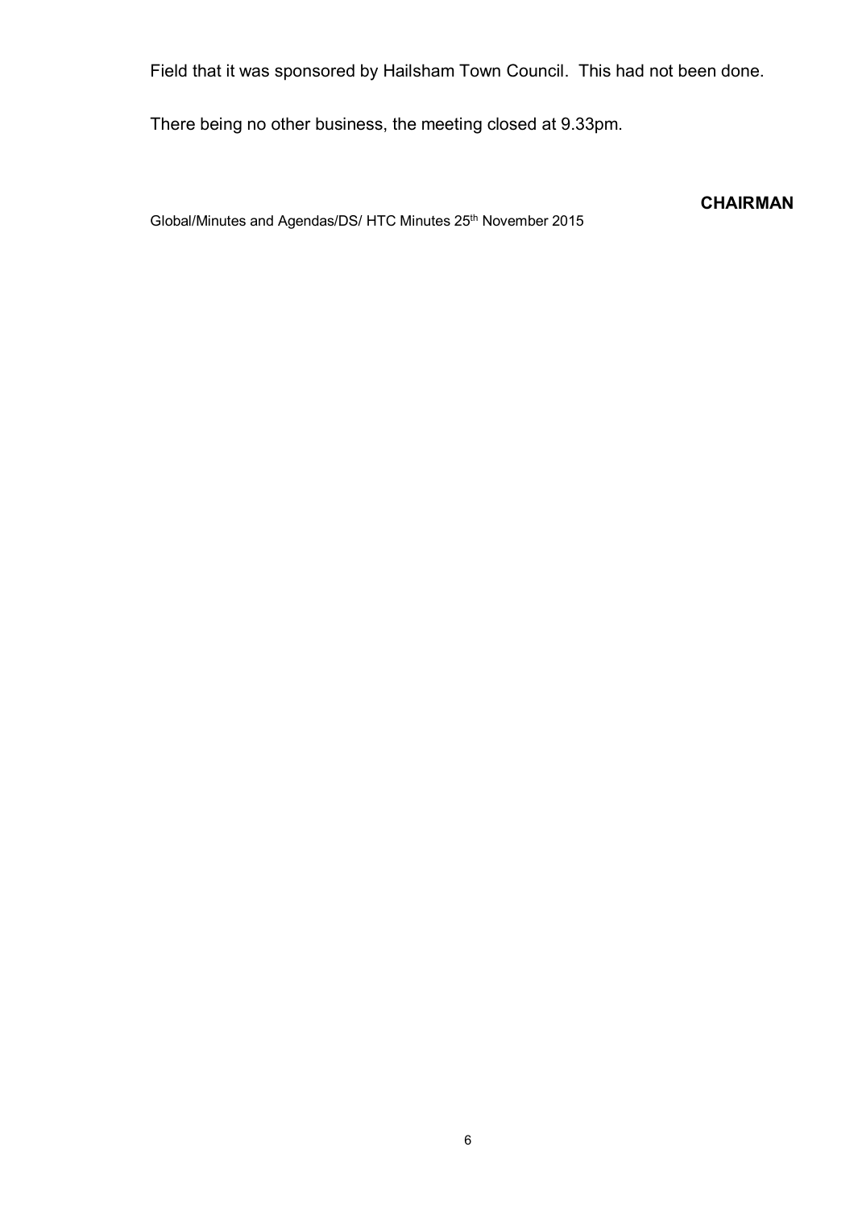Field that it was sponsored by Hailsham Town Council. This had not been done.

There being no other business, the meeting closed at 9.33pm.

**CHAIRMAN**

Global/Minutes and Agendas/DS/ HTC Minutes 25th November 2015